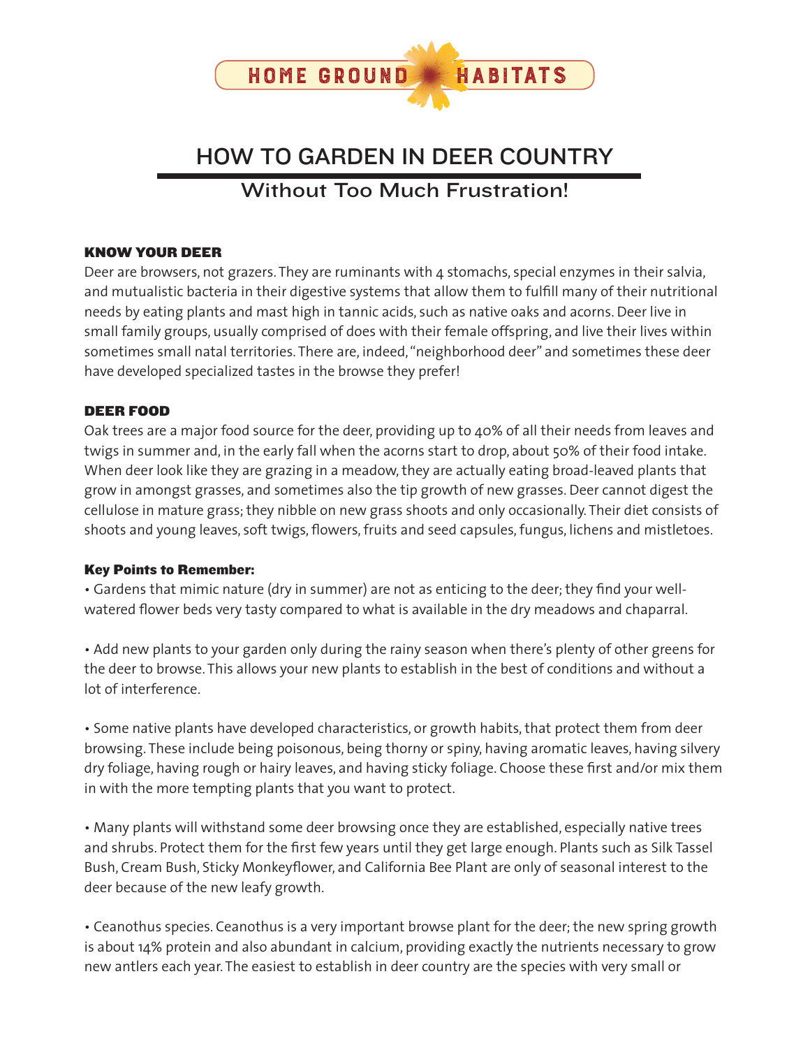HOME GROUND HABITATS

# HOW TO GARDEN IN DEER COUNTRY

## Without Too Much Frustration!

### KNOW YOUR DEER

Deer are browsers, not grazers. They are ruminants with 4 stomachs, special enzymes in their salvia, and mutualistic bacteria in their digestive systems that allow them to fulfill many of their nutritional needs by eating plants and mast high in tannic acids, such as native oaks and acorns. Deer live in small family groups, usually comprised of does with their female offspring, and live their lives within sometimes small natal territories. There are, indeed, "neighborhood deer" and sometimes these deer have developed specialized tastes in the browse they prefer!

### DEER FOOD

Oak trees are a major food source for the deer, providing up to 40% of all their needs from leaves and twigs in summer and, in the early fall when the acorns start to drop, about 50% of their food intake. When deer look like they are grazing in a meadow, they are actually eating broad-leaved plants that grow in amongst grasses, and sometimes also the tip growth of new grasses. Deer cannot digest the cellulose in mature grass; they nibble on new grass shoots and only occasionally. Their diet consists of shoots and young leaves, soft twigs, flowers, fruits and seed capsules, fungus, lichens and mistletoes.

### Key Points to Remember:

• Gardens that mimic nature (dry in summer) are not as enticing to the deer; they find your well-watered flower beds very tasty compared to what is available in the dry meadows and chaparral.

• Add new plants to your garden only during the rainy season when there's plenty of other greens for the deer to browse. This allows your new plants to establish in the best of conditions and without a lot of interference.

• Some native plants have developed characteristics, or growth habits, that protect them from deer browsing. These include being poisonous, being thorny or spiny, having aromatic leaves, having silvery dry foliage, having rough or hairy leaves, and having sticky foliage. Choose these first and/or mix them in with the more tempting plants that you want to protect.

• Many plants will withstand some deer browsing once they are established, especially native trees and shrubs. Protect them for the first few years until they get large enough. Plants such as Silk Tassel Bush, Cream Bush, Sticky Monkeyflower, and California Bee Plant are only of seasonal interest to the deer because of the new leafy growth.

• Ceanothus species. Ceanothus is a very important browse plant for the deer; the new spring growth is about 14% protein and also abundant in calcium, providing exactly the nutrients necessary to grow new antlers each year. The easiest to establish in deer country are the species with very small or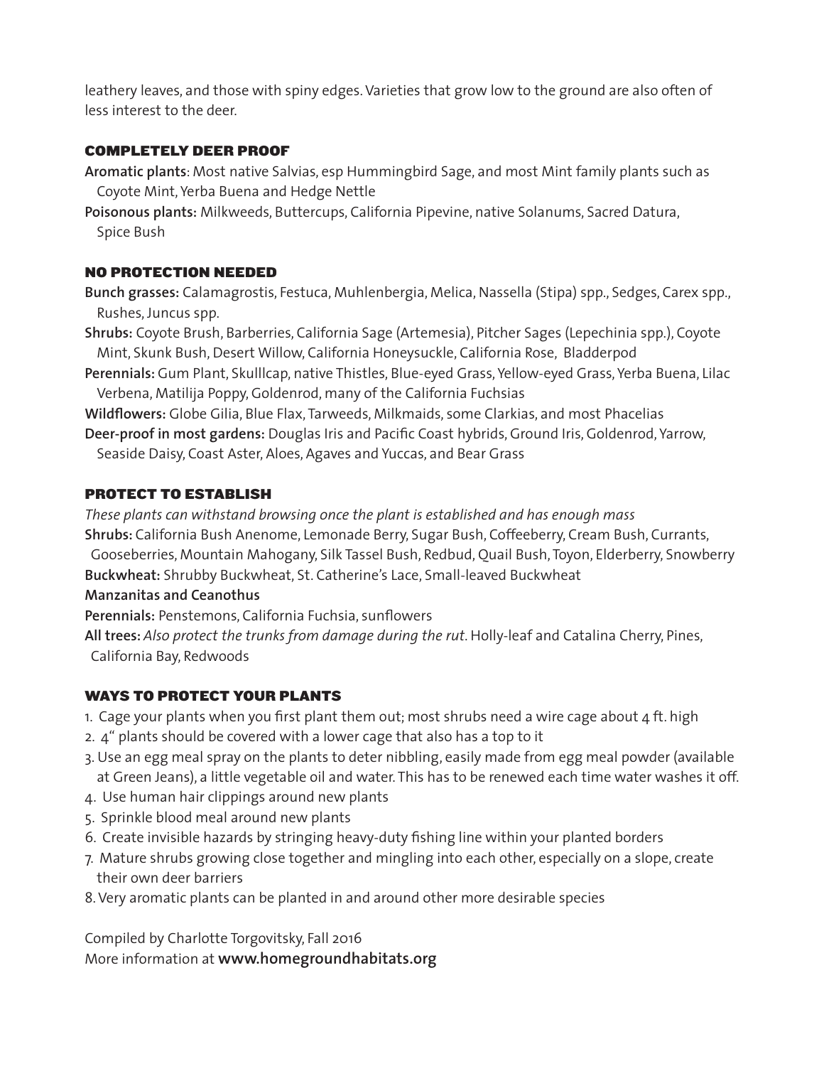leathery leaves, and those with spiny edges. Varieties that grow low to the ground are also often of less interest to the deer.

## COMPLETELY DEER PROOF

**Aromatic plants**: Most native Salvias, esp Hummingbird Sage, and most Mint family plants such as Coyote Mint, Yerba Buena and Hedge Nettle

**Poisonous plants:** Milkweeds, Buttercups, California Pipevine, native Solanums, Sacred Datura, Spice Bush

## NO PROTECTION NEEDED

**Bunch grasses:** Calamagrostis, Festuca, Muhlenbergia, Melica, Nassella (Stipa) spp., Sedges, Carex spp., Rushes, Juncus spp.

**Shrubs:** Coyote Brush, Barberries, California Sage (Artemesia), Pitcher Sages (Lepechinia spp.), Coyote Mint, Skunk Bush, Desert Willow, California Honeysuckle, California Rose, Bladderpod

**Perennials:** Gum Plant, Skulllcap, native Thistles, Blue-eyed Grass, Yellow-eyed Grass, Yerba Buena, Lilac Verbena, Matilija Poppy, Goldenrod, many of the California Fuchsias

**Wildflowers:** Globe Gilia, Blue Flax, Tarweeds, Milkmaids, some Clarkias, and most Phacelias

**Deer-proof in most gardens:** Douglas Iris and Pacific Coast hybrids, Ground Iris, Goldenrod, Yarrow, Seaside Daisy, Coast Aster, Aloes, Agaves and Yuccas, and Bear Grass

## PROTECT TO ESTABLISH

*These plants can withstand browsing once the plant is established and has enough mass*

**Shrubs:** California Bush Anenome, Lemonade Berry, Sugar Bush, Coffeeberry, Cream Bush, Currants, Gooseberries, Mountain Mahogany, Silk Tassel Bush, Redbud, Quail Bush, Toyon, Elderberry, Snowberry

**Buckwheat:** Shrubby Buckwheat, St. Catherine's Lace, Small-leaved Buckwheat

**Manzanitas and Ceanothus**

**Perennials:** Penstemons, California Fuchsia, sunflowers

**All trees:** *Also protect the trunks from damage during the rut.* Holly-leaf and Catalina Cherry, Pines, California Bay, Redwoods

## WAYS TO PROTECT YOUR PLANTS

1. Cage your plants when you first plant them out; most shrubs need a wire cage about 4 ft. high
2. 4" plants should be covered with a lower cage that also has a top to it
3. Use an egg meal spray on the plants to deter nibbling, easily made from egg meal powder (available at Green Jeans), a little vegetable oil and water. This has to be renewed each time water washes it off.
4. Use human hair clippings around new plants
5. Sprinkle blood meal around new plants
6. Create invisible hazards by stringing heavy-duty fishing line within your planted borders
7. Mature shrubs growing close together and mingling into each other, especially on a slope, create their own deer barriers
8. Very aromatic plants can be planted in and around other more desirable species

Compiled by Charlotte Torgovitsky, Fall 2016

More information at **www.homegroundhabitats.org**